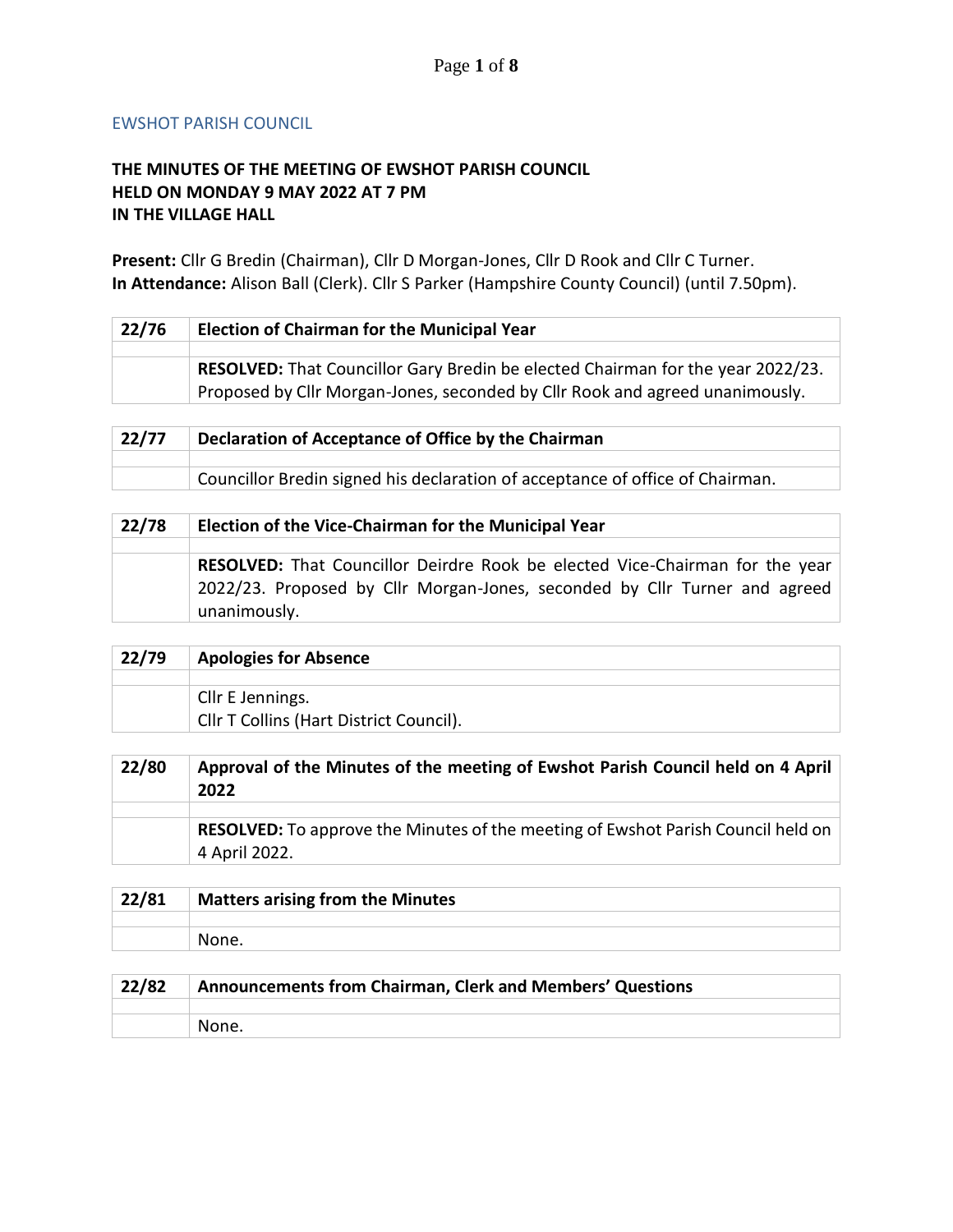EWSHOT PARISH COUNCIL

**THE MINUTES OF THE MEETING OF EWSHOT PARISH COUNCIL HELD ON MONDAY 9 MAY 2022 AT 7 PM IN THE VILLAGE HALL**

**Present:** Cllr G Bredin (Chairman), Cllr D Morgan-Jones, Cllr D Rook and Cllr C Turner.
**In Attendance:** Alison Ball (Clerk). Cllr S Parker (Hampshire County Council) (until 7.50pm).

| **22/76** | **Election of Chairman for the Municipal Year** |
|---|---|
| | |
| | **RESOLVED:** That Councillor Gary Bredin be elected Chairman for the year 2022/23. Proposed by Cllr Morgan-Jones, seconded by Cllr Rook and agreed unanimously. |

| **22/77** | **Declaration of Acceptance of Office by the Chairman** |
|---|---|
| | |
| | Councillor Bredin signed his declaration of acceptance of office of Chairman. |

| **22/78** | **Election of the Vice-Chairman for the Municipal Year** |
|---|---|
| | |
| | **RESOLVED:** That Councillor Deirdre Rook be elected Vice-Chairman for the year 2022/23. Proposed by Cllr Morgan-Jones, seconded by Cllr Turner and agreed unanimously. |

| **22/79** | **Apologies for Absence** |
|---|---|
| | |
| | Cllr E Jennings.<br>Cllr T Collins (Hart District Council). |

| **22/80** | **Approval of the Minutes of the meeting of Ewshot Parish Council held on 4 April 2022** |
|---|---|
| | |
| | **RESOLVED:** To approve the Minutes of the meeting of Ewshot Parish Council held on 4 April 2022. |

| **22/81** | **Matters arising from the Minutes** |
|---|---|
| | |
| | None. |

| **22/82** | **Announcements from Chairman, Clerk and Members' Questions** |
|---|---|
| | |
| | None. |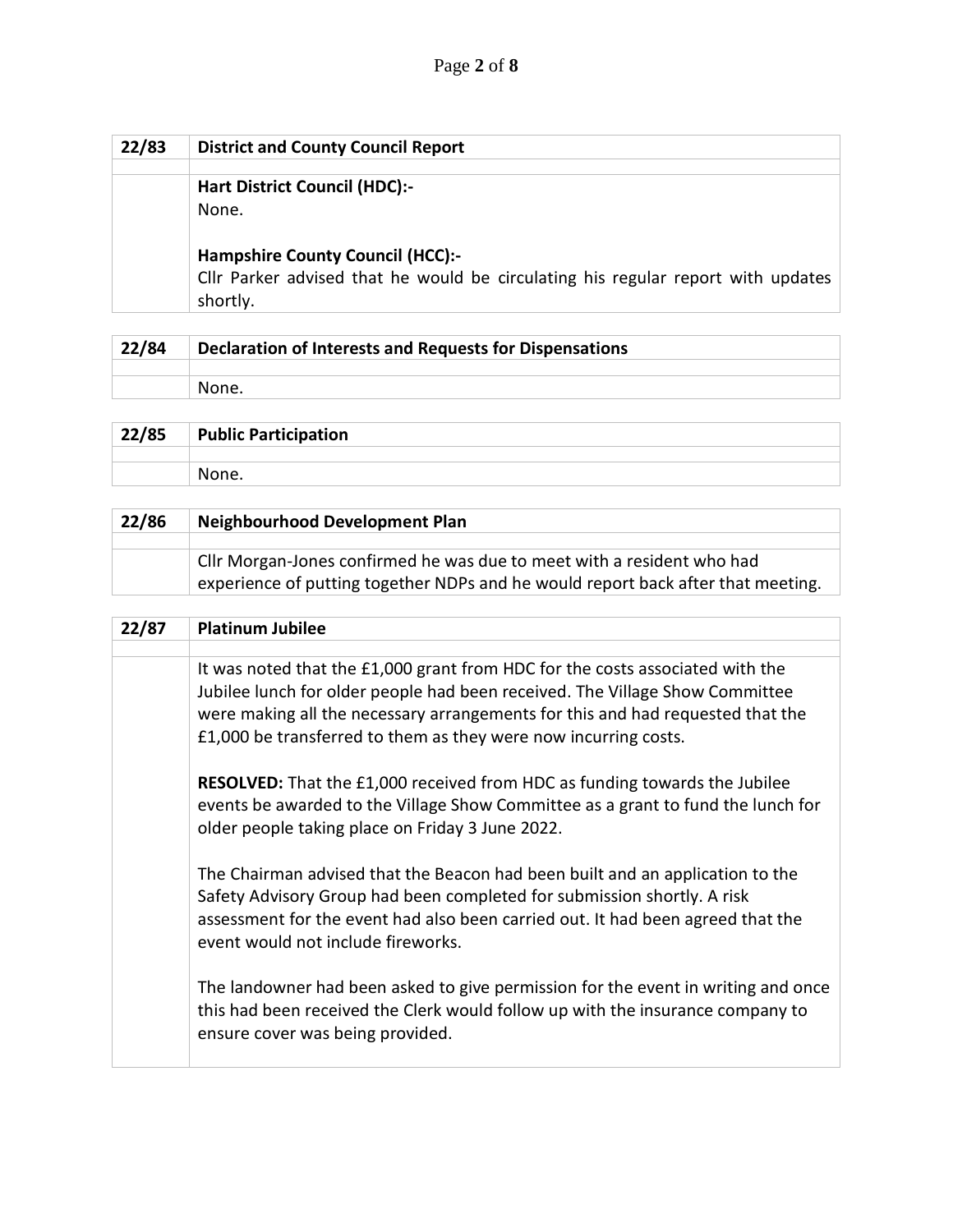| 22/83 | District and County Council Report |
|---|---|
| | |
| | **Hart District Council (HDC):-**<br>None.<br><br>**Hampshire County Council (HCC):-**<br>Cllr Parker advised that he would be circulating his regular report with updates shortly. |

| 22/84 | Declaration of Interests and Requests for Dispensations |
|---|---|
| | |
| | None. |

| 22/85 | Public Participation |
|---|---|
| | |
| | None. |

| 22/86 | Neighbourhood Development Plan |
|---|---|
| | |
| | Cllr Morgan-Jones confirmed he was due to meet with a resident who had experience of putting together NDPs and he would report back after that meeting. |

| 22/87 | Platinum Jubilee |
|---|---|
| | |
| | It was noted that the £1,000 grant from HDC for the costs associated with the Jubilee lunch for older people had been received. The Village Show Committee were making all the necessary arrangements for this and had requested that the £1,000 be transferred to them as they were now incurring costs.<br><br>**RESOLVED:** That the £1,000 received from HDC as funding towards the Jubilee events be awarded to the Village Show Committee as a grant to fund the lunch for older people taking place on Friday 3 June 2022.<br><br>The Chairman advised that the Beacon had been built and an application to the Safety Advisory Group had been completed for submission shortly. A risk assessment for the event had also been carried out. It had been agreed that the event would not include fireworks.<br><br>The landowner had been asked to give permission for the event in writing and once this had been received the Clerk would follow up with the insurance company to ensure cover was being provided. |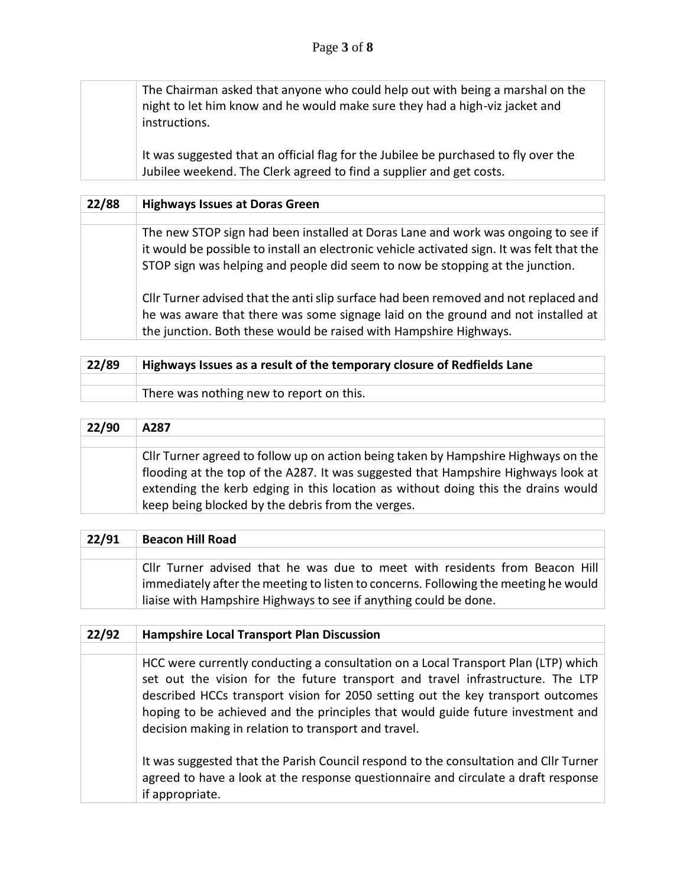| | |
|---|---|
| | The Chairman asked that anyone who could help out with being a marshal on the night to let him know and he would make sure they had a high-viz jacket and instructions.<br><br>It was suggested that an official flag for the Jubilee be purchased to fly over the Jubilee weekend. The Clerk agreed to find a supplier and get costs. |

| 22/88 | Highways Issues at Doras Green |
|---|---|
| | |
| | The new STOP sign had been installed at Doras Lane and work was ongoing to see if it would be possible to install an electronic vehicle activated sign. It was felt that the STOP sign was helping and people did seem to now be stopping at the junction.<br><br>Cllr Turner advised that the anti slip surface had been removed and not replaced and he was aware that there was some signage laid on the ground and not installed at the junction. Both these would be raised with Hampshire Highways. |

| 22/89 | Highways Issues as a result of the temporary closure of Redfields Lane |
|---|---|
| | |
| | There was nothing new to report on this. |

| 22/90 | A287 |
|---|---|
| | |
| | Cllr Turner agreed to follow up on action being taken by Hampshire Highways on the flooding at the top of the A287. It was suggested that Hampshire Highways look at extending the kerb edging in this location as without doing this the drains would keep being blocked by the debris from the verges. |

| 22/91 | Beacon Hill Road |
|---|---|
| | |
| | Cllr Turner advised that he was due to meet with residents from Beacon Hill immediately after the meeting to listen to concerns. Following the meeting he would liaise with Hampshire Highways to see if anything could be done. |

| 22/92 | Hampshire Local Transport Plan Discussion |
|---|---|
| | |
| | HCC were currently conducting a consultation on a Local Transport Plan (LTP) which set out the vision for the future transport and travel infrastructure. The LTP described HCCs transport vision for 2050 setting out the key transport outcomes hoping to be achieved and the principles that would guide future investment and decision making in relation to transport and travel.<br><br>It was suggested that the Parish Council respond to the consultation and Cllr Turner agreed to have a look at the response questionnaire and circulate a draft response if appropriate. |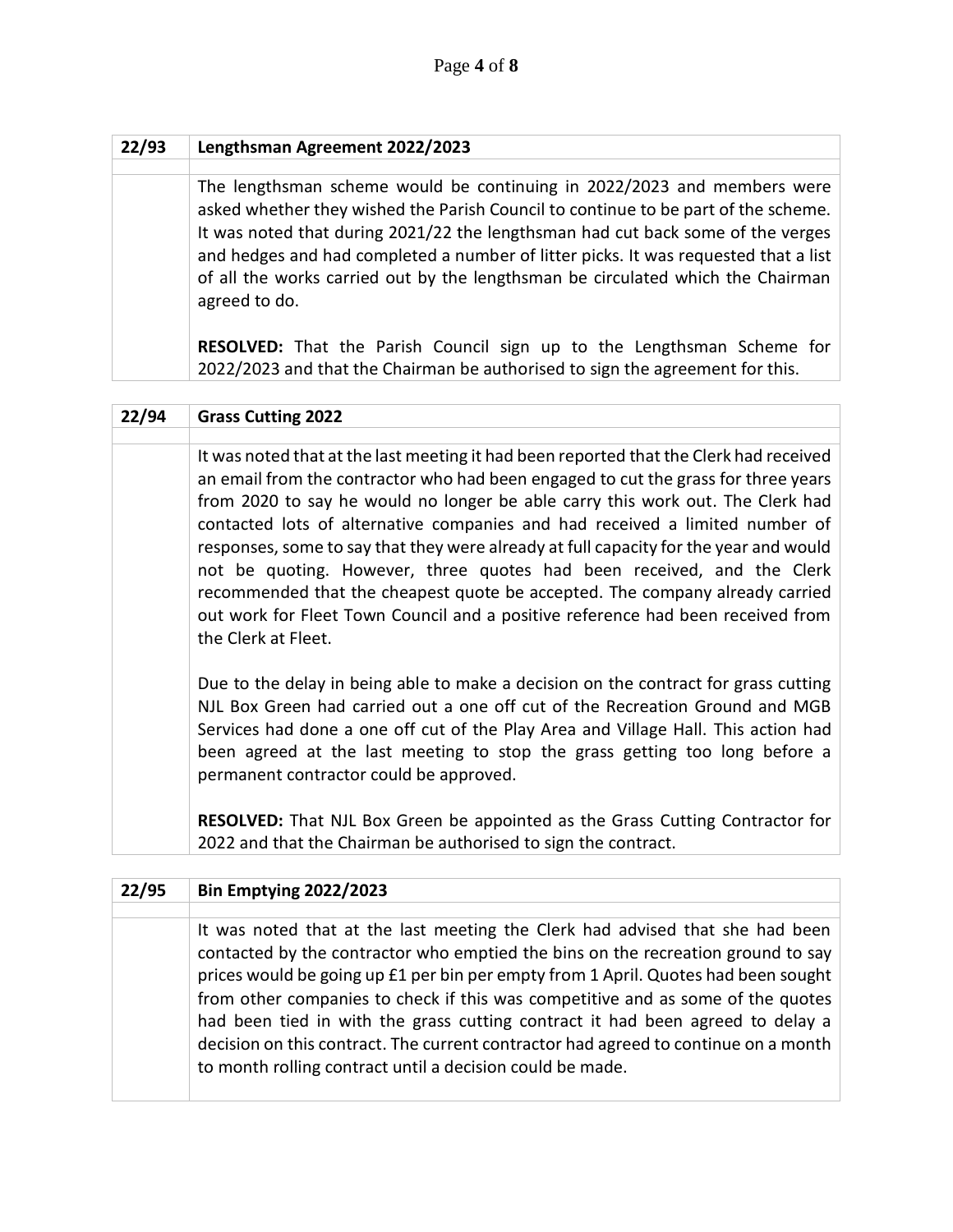| 22/93 | Lengthsman Agreement 2022/2023 |
|---|---|
| | The lengthsman scheme would be continuing in 2022/2023 and members were asked whether they wished the Parish Council to continue to be part of the scheme. It was noted that during 2021/22 the lengthsman had cut back some of the verges and hedges and had completed a number of litter picks. It was requested that a list of all the works carried out by the lengthsman be circulated which the Chairman agreed to do.<br><br>**RESOLVED:** That the Parish Council sign up to the Lengthsman Scheme for 2022/2023 and that the Chairman be authorised to sign the agreement for this. |

| 22/94 | Grass Cutting 2022 |
|---|---|
| | It was noted that at the last meeting it had been reported that the Clerk had received an email from the contractor who had been engaged to cut the grass for three years from 2020 to say he would no longer be able carry this work out. The Clerk had contacted lots of alternative companies and had received a limited number of responses, some to say that they were already at full capacity for the year and would not be quoting. However, three quotes had been received, and the Clerk recommended that the cheapest quote be accepted. The company already carried out work for Fleet Town Council and a positive reference had been received from the Clerk at Fleet.<br><br>Due to the delay in being able to make a decision on the contract for grass cutting NJL Box Green had carried out a one off cut of the Recreation Ground and MGB Services had done a one off cut of the Play Area and Village Hall. This action had been agreed at the last meeting to stop the grass getting too long before a permanent contractor could be approved.<br><br>**RESOLVED:** That NJL Box Green be appointed as the Grass Cutting Contractor for 2022 and that the Chairman be authorised to sign the contract. |

| 22/95 | Bin Emptying 2022/2023 |
|---|---|
| | It was noted that at the last meeting the Clerk had advised that she had been contacted by the contractor who emptied the bins on the recreation ground to say prices would be going up £1 per bin per empty from 1 April. Quotes had been sought from other companies to check if this was competitive and as some of the quotes had been tied in with the grass cutting contract it had been agreed to delay a decision on this contract. The current contractor had agreed to continue on a month to month rolling contract until a decision could be made. |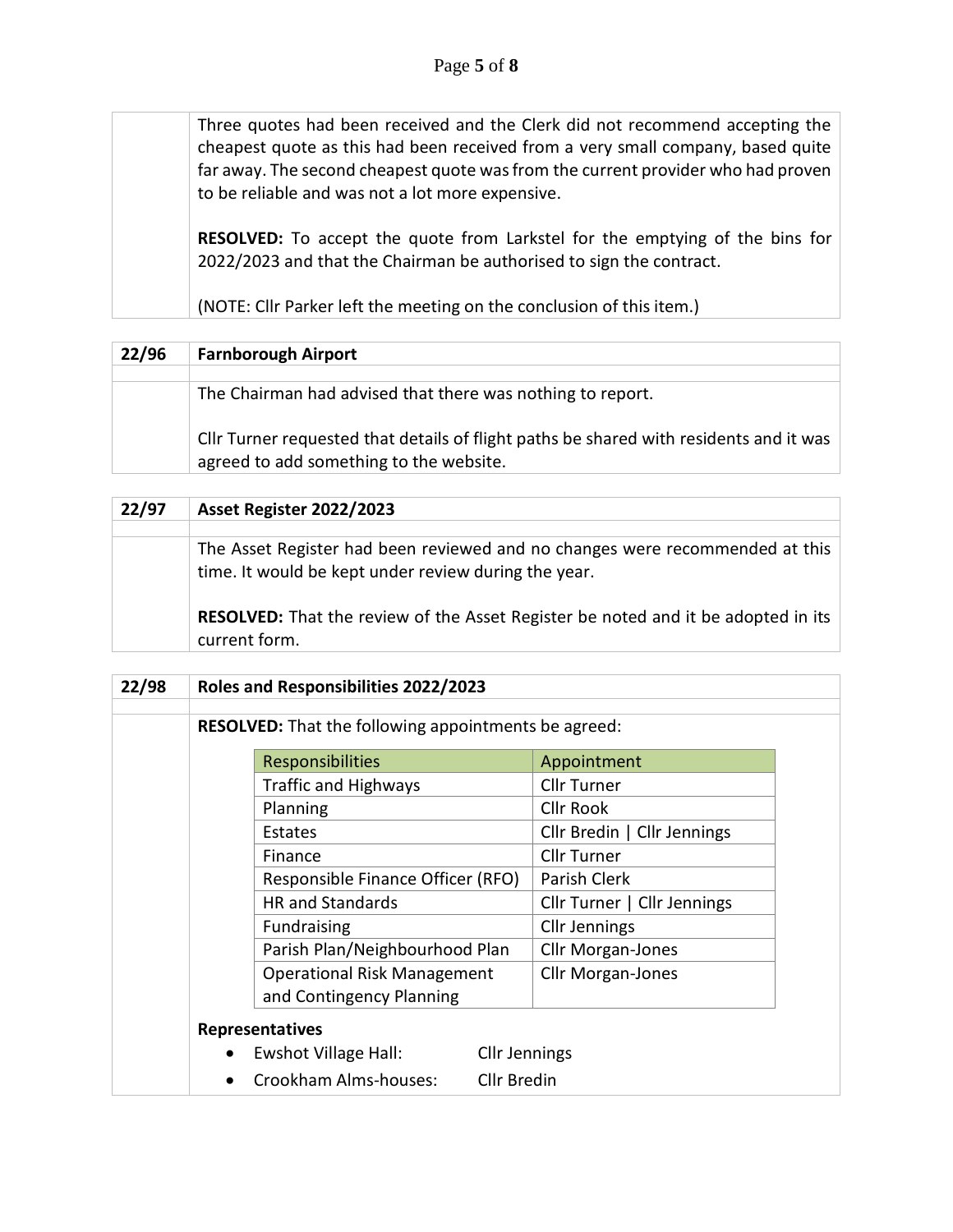Three quotes had been received and the Clerk did not recommend accepting the cheapest quote as this had been received from a very small company, based quite far away. The second cheapest quote was from the current provider who had proven to be reliable and was not a lot more expensive.

**RESOLVED:** To accept the quote from Larkstel for the emptying of the bins for 2022/2023 and that the Chairman be authorised to sign the contract.

(NOTE: Cllr Parker left the meeting on the conclusion of this item.)

## 22/96 Farnborough Airport

The Chairman had advised that there was nothing to report.

Cllr Turner requested that details of flight paths be shared with residents and it was agreed to add something to the website.

## 22/97 Asset Register 2022/2023

The Asset Register had been reviewed and no changes were recommended at this time. It would be kept under review during the year.

**RESOLVED:** That the review of the Asset Register be noted and it be adopted in its current form.

## 22/98 Roles and Responsibilities 2022/2023

**RESOLVED:** That the following appointments be agreed:

| Responsibilities | Appointment |
|---|---|
| Traffic and Highways | Cllr Turner |
| Planning | Cllr Rook |
| Estates | Cllr Bredin \| Cllr Jennings |
| Finance | Cllr Turner |
| Responsible Finance Officer (RFO) | Parish Clerk |
| HR and Standards | Cllr Turner \| Cllr Jennings |
| Fundraising | Cllr Jennings |
| Parish Plan/Neighbourhood Plan | Cllr Morgan-Jones |
| Operational Risk Management and Contingency Planning | Cllr Morgan-Jones |

**Representatives**

- Ewshot Village Hall: Cllr Jennings
- Crookham Alms-houses: Cllr Bredin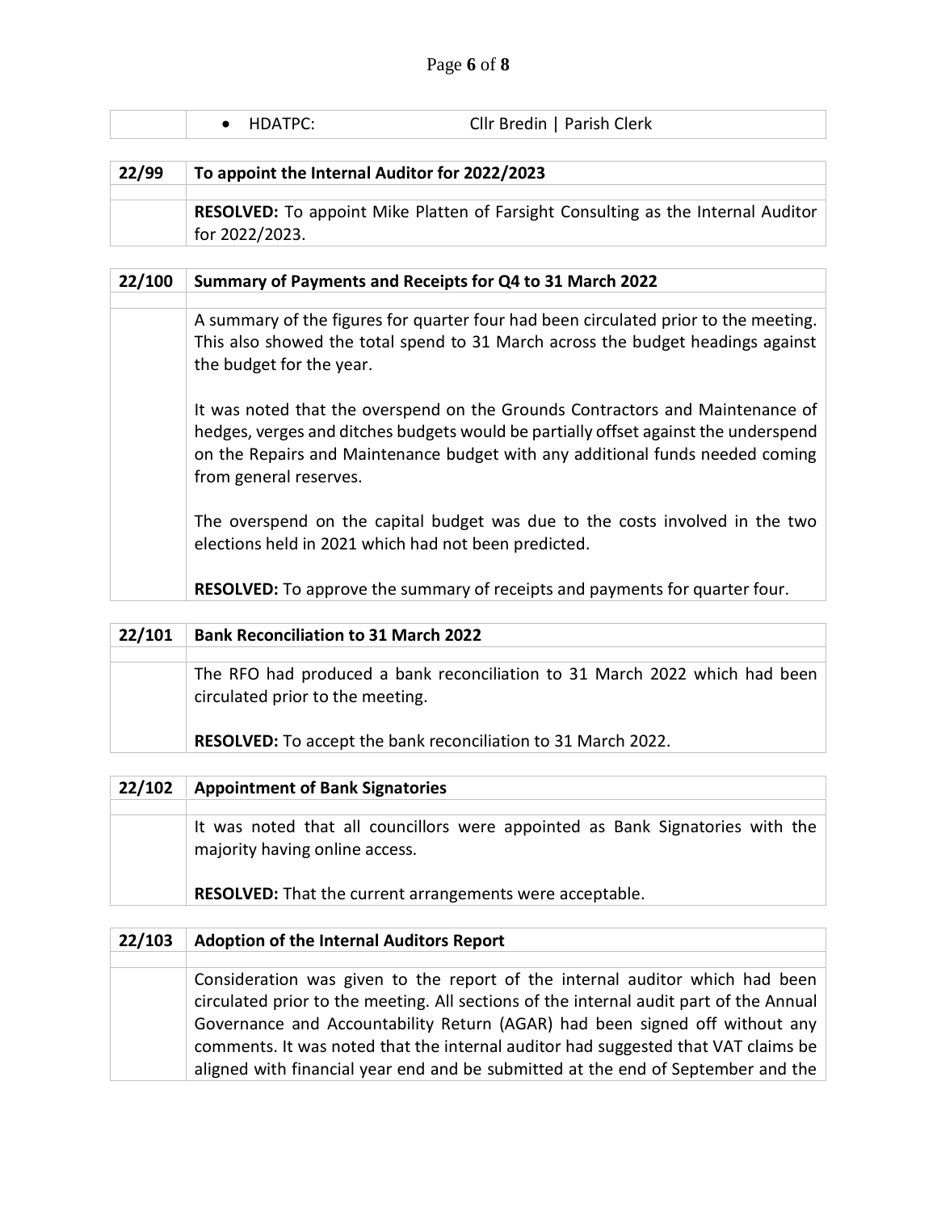| | • HDATPC: Cllr Bredin \| Parish Clerk |
|---|---|

| 22/99 | To appoint the Internal Auditor for 2022/2023 |
|---|---|
| | **RESOLVED:** To appoint Mike Platten of Farsight Consulting as the Internal Auditor for 2022/2023. |

| 22/100 | Summary of Payments and Receipts for Q4 to 31 March 2022 |
|---|---|
| | A summary of the figures for quarter four had been circulated prior to the meeting. This also showed the total spend to 31 March across the budget headings against the budget for the year.<br><br>It was noted that the overspend on the Grounds Contractors and Maintenance of hedges, verges and ditches budgets would be partially offset against the underspend on the Repairs and Maintenance budget with any additional funds needed coming from general reserves.<br><br>The overspend on the capital budget was due to the costs involved in the two elections held in 2021 which had not been predicted.<br><br>**RESOLVED:** To approve the summary of receipts and payments for quarter four. |

| 22/101 | Bank Reconciliation to 31 March 2022 |
|---|---|
| | The RFO had produced a bank reconciliation to 31 March 2022 which had been circulated prior to the meeting.<br><br>**RESOLVED:** To accept the bank reconciliation to 31 March 2022. |

| 22/102 | Appointment of Bank Signatories |
|---|---|
| | It was noted that all councillors were appointed as Bank Signatories with the majority having online access.<br><br>**RESOLVED:** That the current arrangements were acceptable. |

| 22/103 | Adoption of the Internal Auditors Report |
|---|---|
| | Consideration was given to the report of the internal auditor which had been circulated prior to the meeting. All sections of the internal audit part of the Annual Governance and Accountability Return (AGAR) had been signed off without any comments. It was noted that the internal auditor had suggested that VAT claims be aligned with financial year end and be submitted at the end of September and the |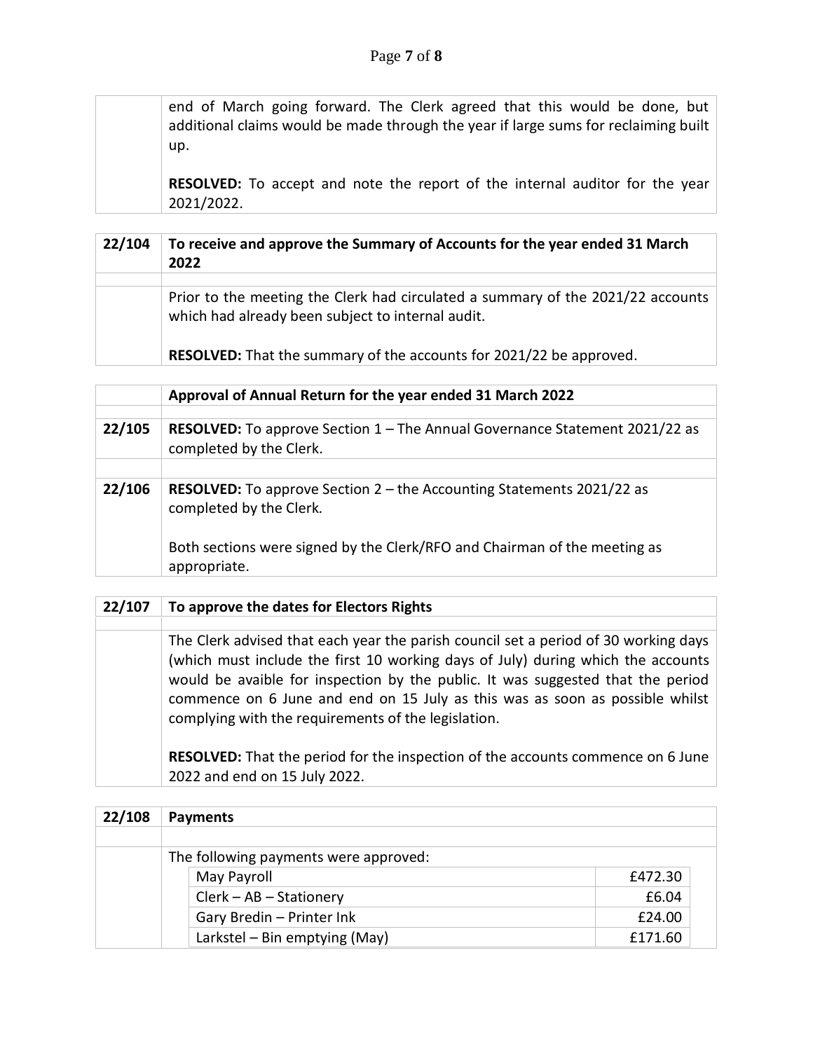end of March going forward. The Clerk agreed that this would be done, but additional claims would be made through the year if large sums for reclaiming built up.

**RESOLVED:** To accept and note the report of the internal auditor for the year 2021/2022.

| 22/104 | **To receive and approve the Summary of Accounts for the year ended 31 March 2022** |
|---|---|
| | Prior to the meeting the Clerk had circulated a summary of the 2021/22 accounts which had already been subject to internal audit.<br><br>**RESOLVED:** That the summary of the accounts for 2021/22 be approved. |

| | **Approval of Annual Return for the year ended 31 March 2022** |
|---|---|
| 22/105 | **RESOLVED:** To approve Section 1 – The Annual Governance Statement 2021/22 as completed by the Clerk. |
| 22/106 | **RESOLVED:** To approve Section 2 – the Accounting Statements 2021/22 as completed by the Clerk.<br><br>Both sections were signed by the Clerk/RFO and Chairman of the meeting as appropriate. |

| 22/107 | **To approve the dates for Electors Rights** |
|---|---|
| | The Clerk advised that each year the parish council set a period of 30 working days (which must include the first 10 working days of July) during which the accounts would be avaible for inspection by the public. It was suggested that the period commence on 6 June and end on 15 July as this was as soon as possible whilst complying with the requirements of the legislation.<br><br>**RESOLVED:** That the period for the inspection of the accounts commence on 6 June 2022 and end on 15 July 2022. |

| 22/108 | **Payments** |
|---|---|
| | The following payments were approved: |

| Item | Amount |
|---|---:|
| May Payroll | £472.30 |
| Clerk – AB – Stationery | £6.04 |
| Gary Bredin – Printer Ink | £24.00 |
| Larkstel – Bin emptying (May) | £171.60 |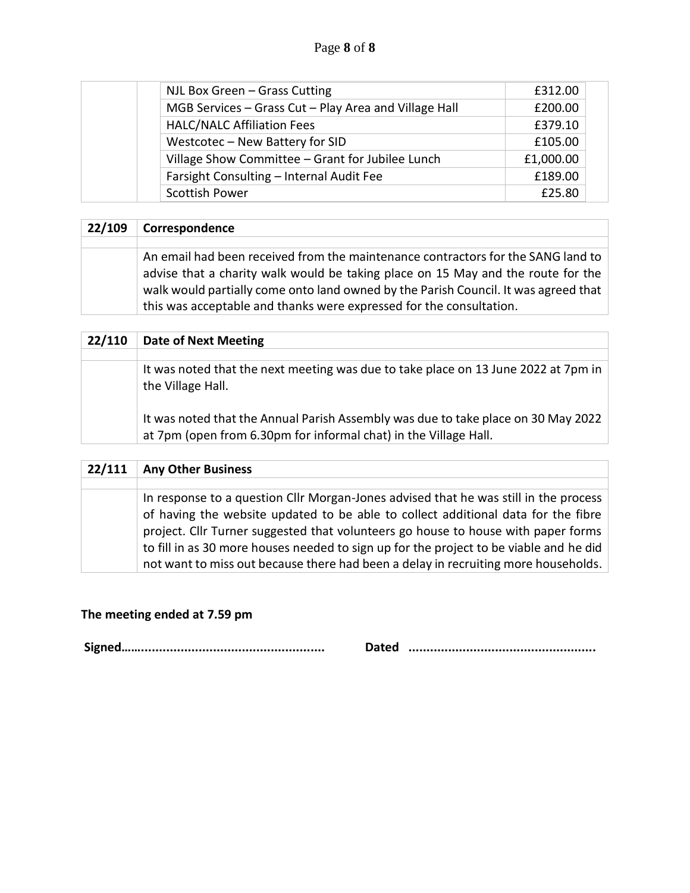| | |
|---|---|
| NJL Box Green – Grass Cutting | £312.00 |
| MGB Services – Grass Cut – Play Area and Village Hall | £200.00 |
| HALC/NALC Affiliation Fees | £379.10 |
| Westcotec – New Battery for SID | £105.00 |
| Village Show Committee – Grant for Jubilee Lunch | £1,000.00 |
| Farsight Consulting – Internal Audit Fee | £189.00 |
| Scottish Power | £25.80 |

| 22/109 | Correspondence |
|---|---|
| | An email had been received from the maintenance contractors for the SANG land to advise that a charity walk would be taking place on 15 May and the route for the walk would partially come onto land owned by the Parish Council. It was agreed that this was acceptable and thanks were expressed for the consultation. |

| 22/110 | Date of Next Meeting |
|---|---|
| | It was noted that the next meeting was due to take place on 13 June 2022 at 7pm in the Village Hall. It was noted that the Annual Parish Assembly was due to take place on 30 May 2022 at 7pm (open from 6.30pm for informal chat) in the Village Hall. |

| 22/111 | Any Other Business |
|---|---|
| | In response to a question Cllr Morgan-Jones advised that he was still in the process of having the website updated to be able to collect additional data for the fibre project. Cllr Turner suggested that volunteers go house to house with paper forms to fill in as 30 more houses needed to sign up for the project to be viable and he did not want to miss out because there had been a delay in recruiting more households. |

**The meeting ended at 7.59 pm**

**Signed……................................................ Dated ..................................................**